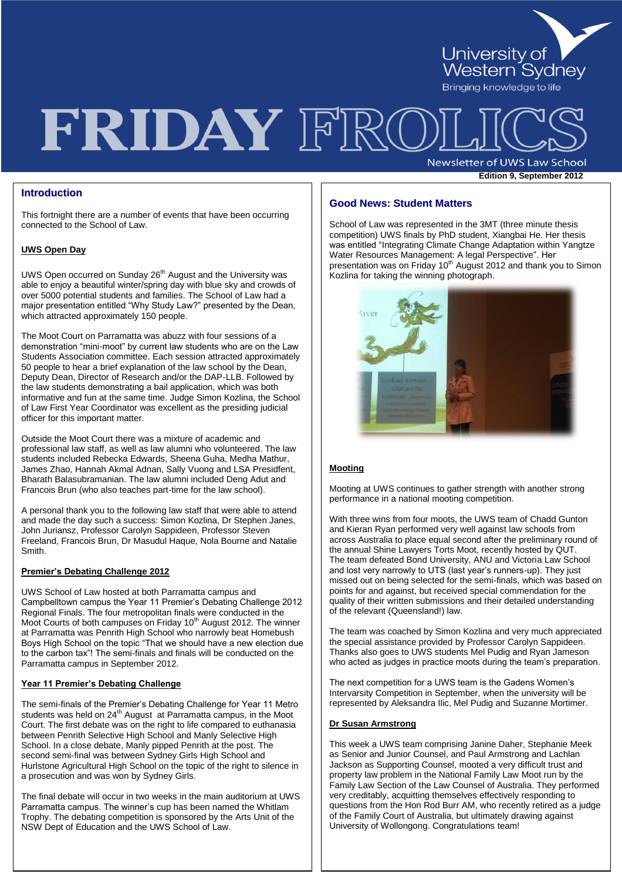University of Western Sydney

Bringing knowledge to life

# FRIDAY FROLICS

Newsletter of UWS Law School

**Edition 9, September 2012**

## Introduction

This fortnight there are a number of events that have been occurring connected to the School of Law.

### UWS Open Day

UWS Open occurred on Sunday 26th August and the University was able to enjoy a beautiful winter/spring day with blue sky and crowds of over 5000 potential students and families. The School of Law had a major presentation entitled "Why Study Law?" presented by the Dean, which attracted approximately 150 people.

The Moot Court on Parramatta was abuzz with four sessions of a demonstration "mini-moot" by current law students who are on the Law Students Association committee. Each session attracted approximately 50 people to hear a brief explanation of the law school by the Dean, Deputy Dean, Director of Research and/or the DAP-LLB. Followed by the law students demonstrating a bail application, which was both informative and fun at the same time. Judge Simon Kozlina, the School of Law First Year Coordinator was excellent as the presiding judicial officer for this important matter.

Outside the Moot Court there was a mixture of academic and professional law staff, as well as law alumni who volunteered. The law students included Rebecka Edwards, Sheena Guha, Medha Mathur, James Zhao, Hannah Akmal Adnan, Sally Vuong and LSA Presidfent, Bharath Balasubramanian. The law alumni included Deng Adut and Francois Brun (who also teaches part-time for the law school).

A personal thank you to the following law staff that were able to attend and made the day such a success: Simon Kozlina, Dr Stephen Janes, John Juriansz, Professor Carolyn Sappideen, Professor Steven Freeland, Francois Brun, Dr Masudul Haque, Nola Bourne and Natalie Smith.

### Premier's Debating Challenge 2012

UWS School of Law hosted at both Parramatta campus and Campbelltown campus the Year 11 Premier's Debating Challenge 2012 Regional Finals. The four metropolitan finals were conducted in the Moot Courts of both campuses on Friday 10th August 2012. The winner at Parramatta was Penrith High School who narrowly beat Homebush Boys High School on the topic "That we should have a new election due to the carbon tax"! The semi-finals and finals will be conducted on the Parramatta campus in September 2012.

### Year 11 Premier's Debating Challenge

The semi-finals of the Premier's Debating Challenge for Year 11 Metro students was held on 24th August at Parramatta campus, in the Moot Court. The first debate was on the right to life compared to euthanasia between Penrith Selective High School and Manly Selective High School. In a close debate, Manly pipped Penrith at the post. The second semi-final was between Sydney Girls High School and Hurlstone Agricultural High School on the topic of the right to silence in a prosecution and was won by Sydney Girls.

The final debate will occur in two weeks in the main auditorium at UWS Parramatta campus. The winner's cup has been named the Whitlam Trophy. The debating competition is sponsored by the Arts Unit of the NSW Dept of Education and the UWS School of Law.

## Good News: Student Matters

School of Law was represented in the 3MT (three minute thesis competition) UWS finals by PhD student, Xiangbai He. Her thesis was entitled "Integrating Climate Change Adaptation within Yangtze Water Resources Management: A legal Perspective". Her presentation was on Friday 10th August 2012 and thank you to Simon Kozlina for taking the winning photograph.

### Mooting

Mooting at UWS continues to gather strength with another strong performance in a national mooting competition.

With three wins from four moots, the UWS team of Chadd Gunton and Kieran Ryan performed very well against law schools from across Australia to place equal second after the preliminary round of the annual Shine Lawyers Torts Moot, recently hosted by QUT. The team defeated Bond University, ANU and Victoria Law School and lost very narrowly to UTS (last year's runners-up). They just missed out on being selected for the semi-finals, which was based on points for and against, but received special commendation for the quality of their written submissions and their detailed understanding of the relevant (Queensland!) law.

The team was coached by Simon Kozlina and very much appreciated the special assistance provided by Professor Carolyn Sappideen. Thanks also goes to UWS students Mel Pudig and Ryan Jameson who acted as judges in practice moots during the team's preparation.

The next competition for a UWS team is the Gadens Women's Intervarsity Competition in September, when the university will be represented by Aleksandra Ilic, Mel Pudig and Suzanne Mortimer.

### Dr Susan Armstrong

This week a UWS team comprising Janine Daher, Stephanie Meek as Senior and Junior Counsel, and Paul Armstrong and Lachlan Jackson as Supporting Counsel, mooted a very difficult trust and property law problem in the National Family Law Moot run by the Family Law Section of the Law Counsel of Australia. They performed very creditably, acquitting themselves effectively responding to questions from the Hon Rod Burr AM, who recently retired as a judge of the Family Court of Australia, but ultimately drawing against University of Wollongong. Congratulations team!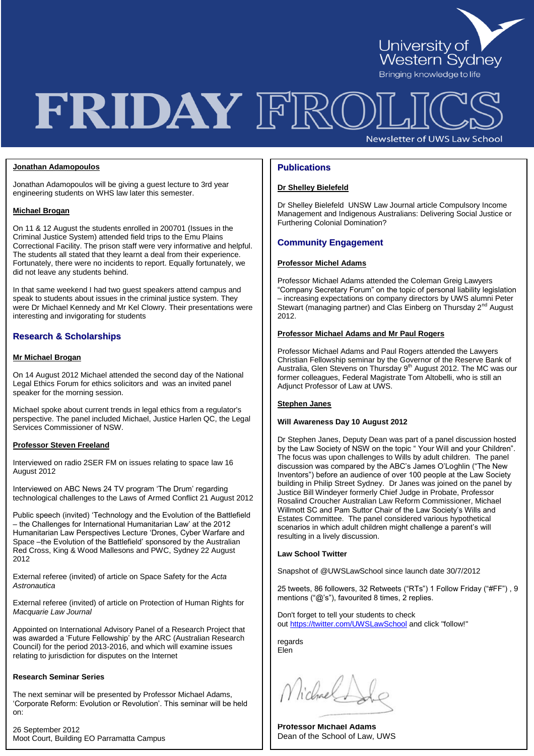# FRIDAY FROLICS

Newsletter of UWS Law School

University of Western Sydney
Bringing knowledge to life

**Jonathan Adamopoulos**

Jonathan Adamopoulos will be giving a guest lecture to 3rd year engineering students on WHS law later this semester.

**Michael Brogan**

On 11 & 12 August the students enrolled in 200701 (Issues in the Criminal Justice System) attended field trips to the Emu Plains Correctional Facility. The prison staff were very informative and helpful. The students all stated that they learnt a deal from their experience. Fortunately, there were no incidents to report. Equally fortunately, we did not leave any students behind.

In that same weekend I had two guest speakers attend campus and speak to students about issues in the criminal justice system. They were Dr Michael Kennedy and Mr Kel Clowry. Their presentations were interesting and invigorating for students

## Research & Scholarships

**Mr Michael Brogan**

On 14 August 2012 Michael attended the second day of the National Legal Ethics Forum for ethics solicitors and was an invited panel speaker for the morning session.

Michael spoke about current trends in legal ethics from a regulator's perspective. The panel included Michael, Justice Harlen QC, the Legal Services Commissioner of NSW.

**Professor Steven Freeland**

Interviewed on radio 2SER FM on issues relating to space law 16 August 2012

Interviewed on ABC News 24 TV program 'The Drum' regarding technological challenges to the Laws of Armed Conflict 21 August 2012

Public speech (invited) 'Technology and the Evolution of the Battlefield – the Challenges for International Humanitarian Law' at the 2012 Humanitarian Law Perspectives Lecture 'Drones, Cyber Warfare and Space –the Evolution of the Battlefield' sponsored by the Australian Red Cross, King & Wood Mallesons and PWC, Sydney 22 August 2012

External referee (invited) of article on Space Safety for the *Acta Astronautica*

External referee (invited) of article on Protection of Human Rights for *Macquarie Law Journal*

Appointed on International Advisory Panel of a Research Project that was awarded a 'Future Fellowship' by the ARC (Australian Research Council) for the period 2013-2016, and which will examine issues relating to jurisdiction for disputes on the Internet

**Research Seminar Series**

The next seminar will be presented by Professor Michael Adams, 'Corporate Reform: Evolution or Revolution'. This seminar will be held on:

26 September 2012
Moot Court, Building EO Parramatta Campus

## Publications

**Dr Shelley Bielefeld**

Dr Shelley Bielefeld UNSW Law Journal article Compulsory Income Management and Indigenous Australians: Delivering Social Justice or Furthering Colonial Domination?

## Community Engagement

**Professor Michel Adams**

Professor Michael Adams attended the Coleman Greig Lawyers "Company Secretary Forum" on the topic of personal liability legislation – increasing expectations on company directors by UWS alumni Peter Stewart (managing partner) and Clas Einberg on Thursday 2nd August 2012.

**Professor Michael Adams and Mr Paul Rogers**

Professor Michael Adams and Paul Rogers attended the Lawyers Christian Fellowship seminar by the Governor of the Reserve Bank of Australia, Glen Stevens on Thursday 9th August 2012. The MC was our former colleagues, Federal Magistrate Tom Altobelli, who is still an Adjunct Professor of Law at UWS.

**Stephen Janes**

**Will Awareness Day 10 August 2012**

Dr Stephen Janes, Deputy Dean was part of a panel discussion hosted by the Law Society of NSW on the topic " Your Will and your Children". The focus was upon challenges to Wills by adult children. The panel discussion was compared by the ABC's James O'Loghlin ("The New Inventors") before an audience of over 100 people at the Law Society building in Philip Street Sydney. Dr Janes was joined on the panel by Justice Bill Windeyer formerly Chief Judge in Probate, Professor Rosalind Croucher Australian Law Reform Commissioner, Michael Willmott SC and Pam Suttor Chair of the Law Society's Wills and Estates Committee. The panel considered various hypothetical scenarios in which adult children might challenge a parent's will resulting in a lively discussion.

**Law School Twitter**

Snapshot of @UWSLawSchool since launch date 30/7/2012

25 tweets, 86 followers, 32 Retweets ("RTs") 1 Follow Friday ("#FF") , 9 mentions ("@'s"), favourited 8 times, 2 replies.

Don't forget to tell your students to check out https://twitter.com/UWSLawSchool and click "follow!"

regards
Elen

**Professor Michael Adams**
Dean of the School of Law, UWS